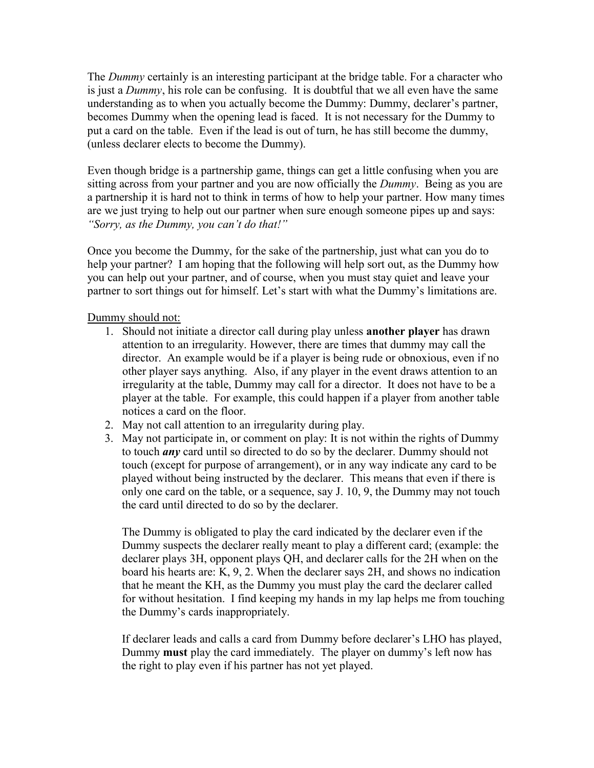The *Dummy* certainly is an interesting participant at the bridge table. For a character who is just a *Dummy*, his role can be confusing. It is doubtful that we all even have the same understanding as to when you actually become the Dummy: Dummy, declarer's partner, becomes Dummy when the opening lead is faced. It is not necessary for the Dummy to put a card on the table. Even if the lead is out of turn, he has still become the dummy, (unless declarer elects to become the Dummy).

Even though bridge is a partnership game, things can get a little confusing when you are sitting across from your partner and you are now officially the *Dummy*. Being as you are a partnership it is hard not to think in terms of how to help your partner. How many times are we just trying to help out our partner when sure enough someone pipes up and says: *"Sorry, as the Dummy, you can't do that!"*

Once you become the Dummy, for the sake of the partnership, just what can you do to help your partner? I am hoping that the following will help sort out, as the Dummy how you can help out your partner, and of course, when you must stay quiet and leave your partner to sort things out for himself. Let's start with what the Dummy's limitations are.

<u>Dummy should not:</u>

1. Should not initiate a director call during play unless **another player** has drawn attention to an irregularity. However, there are times that dummy may call the director. An example would be if a player is being rude or obnoxious, even if no other player says anything. Also, if any player in the event draws attention to an irregularity at the table, Dummy may call for a director. It does not have to be a player at the table. For example, this could happen if a player from another table notices a card on the floor.
2. May not call attention to an irregularity during play.
3. May not participate in, or comment on play: It is not within the rights of Dummy to touch ***any*** card until so directed to do so by the declarer. Dummy should not touch (except for purpose of arrangement), or in any way indicate any card to be played without being instructed by the declarer. This means that even if there is only one card on the table, or a sequence, say J. 10, 9, the Dummy may not touch the card until directed to do so by the declarer.

   The Dummy is obligated to play the card indicated by the declarer even if the Dummy suspects the declarer really meant to play a different card; (example: the declarer plays 3H, opponent plays QH, and declarer calls for the 2H when on the board his hearts are: K, 9, 2. When the declarer says 2H, and shows no indication that he meant the KH, as the Dummy you must play the card the declarer called for without hesitation. I find keeping my hands in my lap helps me from touching the Dummy's cards inappropriately.

   If declarer leads and calls a card from Dummy before declarer's LHO has played, Dummy **must** play the card immediately. The player on dummy's left now has the right to play even if his partner has not yet played.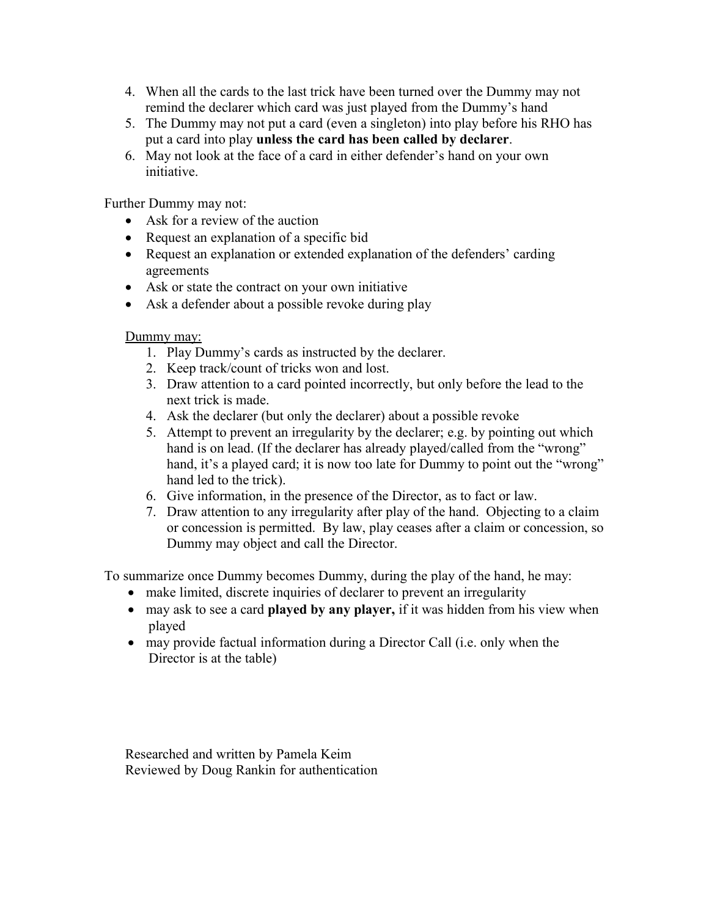4. When all the cards to the last trick have been turned over the Dummy may not remind the declarer which card was just played from the Dummy's hand
5. The Dummy may not put a card (even a singleton) into play before his RHO has put a card into play **unless the card has been called by declarer**.
6. May not look at the face of a card in either defender's hand on your own initiative.

Further Dummy may not:

- Ask for a review of the auction
- Request an explanation of a specific bid
- Request an explanation or extended explanation of the defenders' carding agreements
- Ask or state the contract on your own initiative
- Ask a defender about a possible revoke during play

Dummy may:

1. Play Dummy's cards as instructed by the declarer.
2. Keep track/count of tricks won and lost.
3. Draw attention to a card pointed incorrectly, but only before the lead to the next trick is made.
4. Ask the declarer (but only the declarer) about a possible revoke
5. Attempt to prevent an irregularity by the declarer; e.g. by pointing out which hand is on lead. (If the declarer has already played/called from the "wrong" hand, it's a played card; it is now too late for Dummy to point out the "wrong" hand led to the trick).
6. Give information, in the presence of the Director, as to fact or law.
7. Draw attention to any irregularity after play of the hand. Objecting to a claim or concession is permitted. By law, play ceases after a claim or concession, so Dummy may object and call the Director.

To summarize once Dummy becomes Dummy, during the play of the hand, he may:

- make limited, discrete inquiries of declarer to prevent an irregularity
- may ask to see a card **played by any player,** if it was hidden from his view when played
- may provide factual information during a Director Call (i.e. only when the Director is at the table)

Researched and written by Pamela Keim
Reviewed by Doug Rankin for authentication